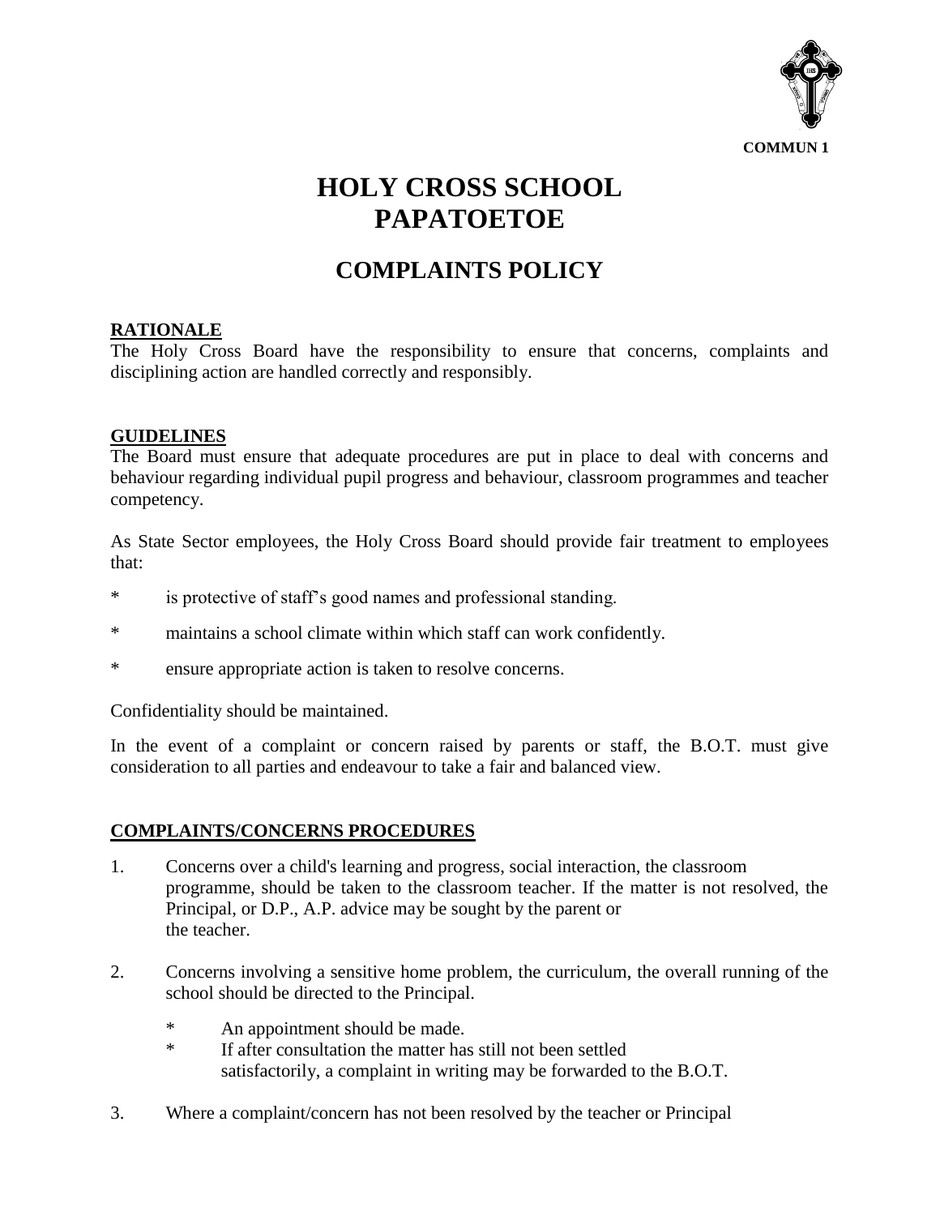COMMUN 1

# HOLY CROSS SCHOOL PAPATOETOE

## COMPLAINTS POLICY

**RATIONALE**

The Holy Cross Board have the responsibility to ensure that concerns, complaints and disciplining action are handled correctly and responsibly.

**GUIDELINES**

The Board must ensure that adequate procedures are put in place to deal with concerns and behaviour regarding individual pupil progress and behaviour, classroom programmes and teacher competency.

As State Sector employees, the Holy Cross Board should provide fair treatment to employees that:

* is protective of staff's good names and professional standing.
* maintains a school climate within which staff can work confidently.
* ensure appropriate action is taken to resolve concerns.

Confidentiality should be maintained.

In the event of a complaint or concern raised by parents or staff, the B.O.T. must give consideration to all parties and endeavour to take a fair and balanced view.

**COMPLAINTS/CONCERNS PROCEDURES**

1. Concerns over a child's learning and progress, social interaction, the classroom programme, should be taken to the classroom teacher. If the matter is not resolved, the Principal, or D.P., A.P. advice may sought by the parent or the teacher.

2. Concerns involving a sensitive home problem, the curriculum, the overall running of the school should be directed to the Principal.

   * An appointment should be made.
   * If after consultation the matter has still not been settled satisfactorily, a complaint in writing may be forwarded to the B.O.T.

3. Where a complaint/concern has not been resolved by the teacher or Principal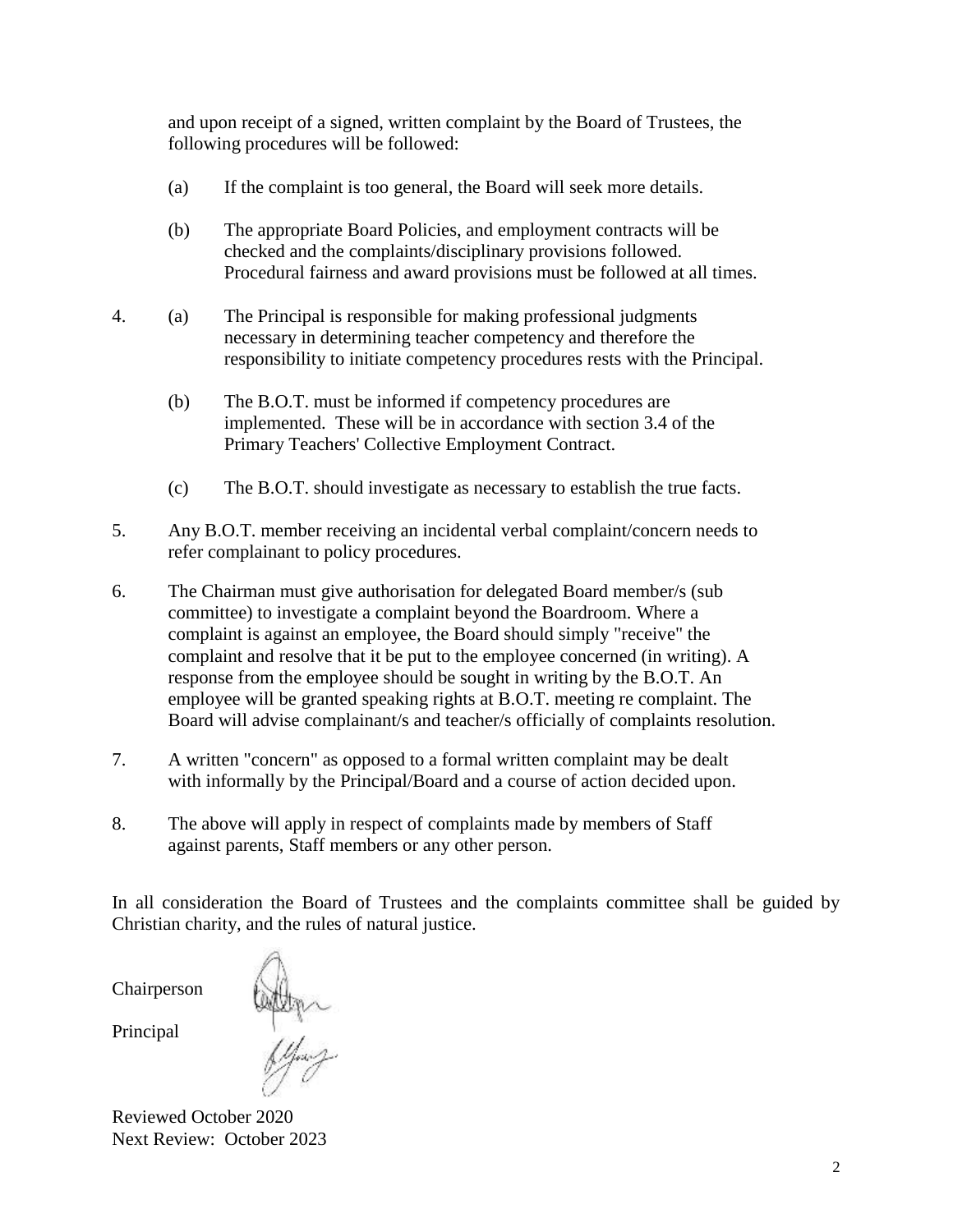and upon receipt of a signed, written complaint by the Board of Trustees, the following procedures will be followed:

(a) If the complaint is too general, the Board will seek more details.

(b) The appropriate Board Policies, and employment contracts will be checked and the complaints/disciplinary provisions followed. Procedural fairness and award provisions must be followed at all times.

4. (a) The Principal is responsible for making professional judgments necessary in determining teacher competency and therefore the responsibility to initiate competency procedures rests with the Principal.

   (b) The B.O.T. must be informed if competency procedures are implemented. These will be in accordance with section 3.4 of the Primary Teachers' Collective Employment Contract.

   (c) The B.O.T. should investigate as necessary to establish the true facts.

5. Any B.O.T. member receiving an incidental verbal complaint/concern needs to refer complainant to policy procedures.

6. The Chairman must give authorisation for delegated Board member/s (sub committee) to investigate a complaint beyond the Boardroom. Where a complaint is against an employee, the Board should simply "receive" the complaint and resolve that it be put to the employee concerned (in writing). A response from the employee should be sought in writing by the B.O.T. An employee will be granted speaking rights at B.O.T. meeting re complaint. The Board will advise complainant/s and teacher/s officially of complaints resolution.

7. A written "concern" as opposed to a formal written complaint may be dealt with informally by the Principal/Board and a course of action decided upon.

8. The above will apply in respect of complaints made by members of Staff against parents, Staff members or any other person.

In all consideration the Board of Trustees and the complaints committee shall be guided by Christian charity, and the rules of natural justice.

Chairperson

Principal

Reviewed October 2020
Next Review: October 2023